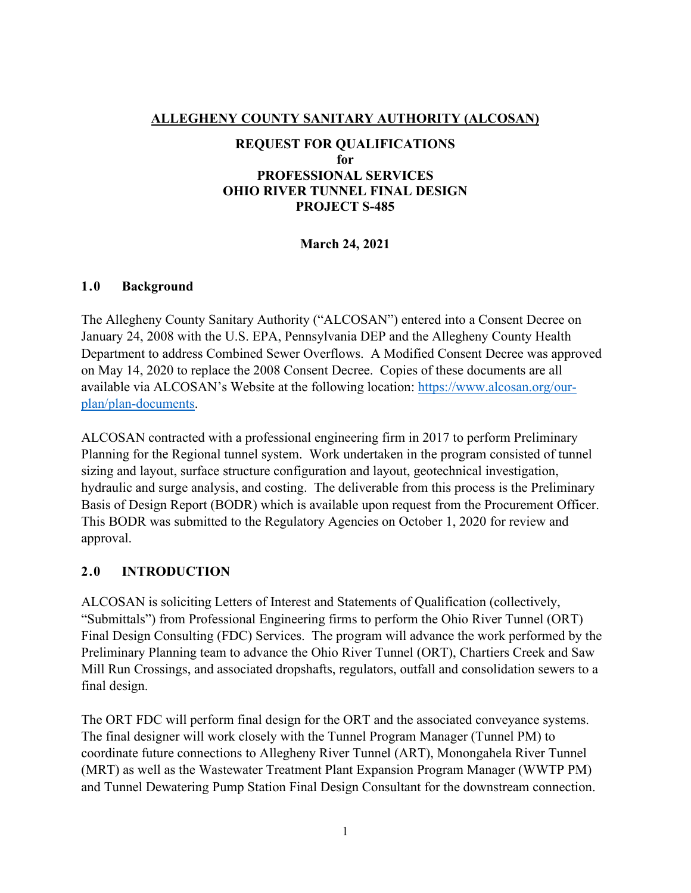**ALLEGHENY COUNTY SANITARY AUTHORITY (ALCOSAN)**

**REQUEST FOR QUALIFICATIONS**
**for**
**PROFESSIONAL SERVICES**
**OHIO RIVER TUNNEL FINAL DESIGN**
**PROJECT S-485**

**March 24, 2021**

## 1.0 Background

The Allegheny County Sanitary Authority ("ALCOSAN") entered into a Consent Decree on January 24, 2008 with the U.S. EPA, Pennsylvania DEP and the Allegheny County Health Department to address Combined Sewer Overflows. A Modified Consent Decree was approved on May 14, 2020 to replace the 2008 Consent Decree. Copies of these documents are all available via ALCOSAN's Website at the following location: [https://www.alcosan.org/our-plan/plan-documents](https://www.alcosan.org/our-plan/plan-documents).

ALCOSAN contracted with a professional engineering firm in 2017 to perform Preliminary Planning for the Regional tunnel system. Work undertaken in the program consisted of tunnel sizing and layout, surface structure configuration and layout, geotechnical investigation, hydraulic and surge analysis, and costing. The deliverable from this process is the Preliminary Basis of Design Report (BODR) which is available upon request from the Procurement Officer. This BODR was submitted to the Regulatory Agencies on October 1, 2020 for review and approval.

## 2.0 INTRODUCTION

ALCOSAN is soliciting Letters of Interest and Statements of Qualification (collectively, "Submittals") from Professional Engineering firms to perform the Ohio River Tunnel (ORT) Final Design Consulting (FDC) Services. The program will advance the work performed by the Preliminary Planning team to advance the Ohio River Tunnel (ORT), Chartiers Creek and Saw Mill Run Crossings, and associated dropshafts, regulators, outfall and consolidation sewers to a final design.

The ORT FDC will perform final design for the ORT and the associated conveyance systems. The final designer will work closely with the Tunnel Program Manager (Tunnel PM) to coordinate future connections to Allegheny River Tunnel (ART), Monongahela River Tunnel (MRT) as well as the Wastewater Treatment Plant Expansion Program Manager (WWTP PM) and Tunnel Dewatering Pump Station Final Design Consultant for the downstream connection.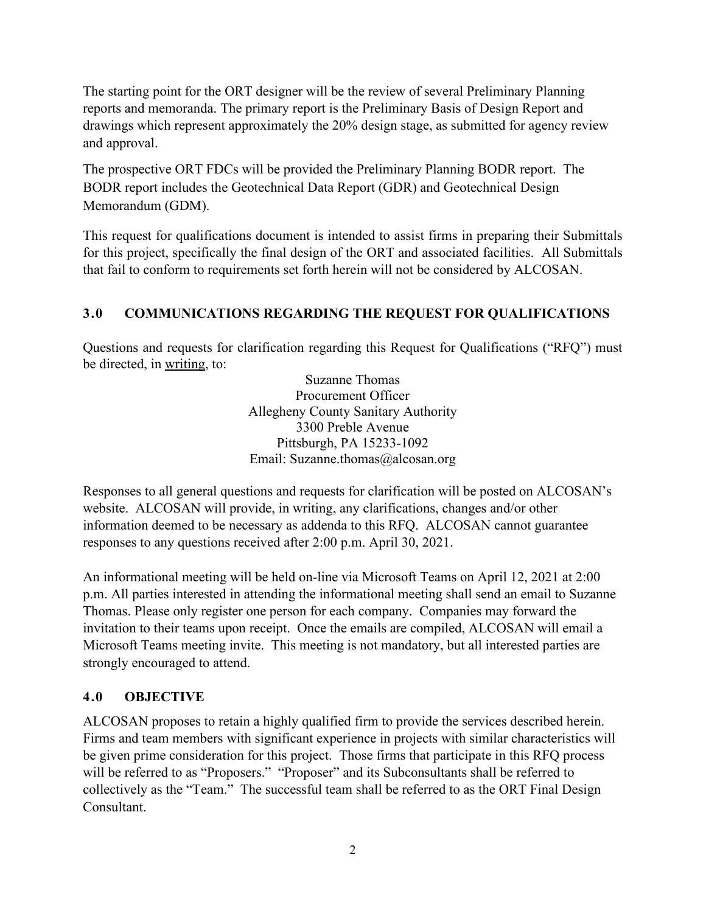The starting point for the ORT designer will be the review of several Preliminary Planning reports and memoranda. The primary report is the Preliminary Basis of Design Report and drawings which represent approximately the 20% design stage, as submitted for agency review and approval.

The prospective ORT FDCs will be provided the Preliminary Planning BODR report. The BODR report includes the Geotechnical Data Report (GDR) and Geotechnical Design Memorandum (GDM).

This request for qualifications document is intended to assist firms in preparing their Submittals for this project, specifically the final design of the ORT and associated facilities. All Submittals that fail to conform to requirements set forth herein will not be considered by ALCOSAN.

## 3.0 COMMUNICATIONS REGARDING THE REQUEST FOR QUALIFICATIONS

Questions and requests for clarification regarding this Request for Qualifications ("RFQ") must be directed, in writing, to:

Suzanne Thomas
Procurement Officer
Allegheny County Sanitary Authority
3300 Preble Avenue
Pittsburgh, PA 15233-1092
Email: Suzanne.thomas@alcosan.org

Responses to all general questions and requests for clarification will be posted on ALCOSAN's website. ALCOSAN will provide, in writing, any clarifications, changes and/or other information deemed to be necessary as addenda to this RFQ. ALCOSAN cannot guarantee responses to any questions received after 2:00 p.m. April 30, 2021.

An informational meeting will be held on-line via Microsoft Teams on April 12, 2021 at 2:00 p.m. All parties interested in attending the informational meeting shall send an email to Suzanne Thomas. Please only register one person for each company. Companies may forward the invitation to their teams upon receipt. Once the emails are compiled, ALCOSAN will email a Microsoft Teams meeting invite. This meeting is not mandatory, but all interested parties are strongly encouraged to attend.

## 4.0 OBJECTIVE

ALCOSAN proposes to retain a highly qualified firm to provide the services described herein. Firms and team members with significant experience in projects with similar characteristics will be given prime consideration for this project. Those firms that participate in this RFQ process will be referred to as "Proposers." "Proposer" and its Subconsultants shall be referred to collectively as the "Team." The successful team shall be referred to as the ORT Final Design Consultant.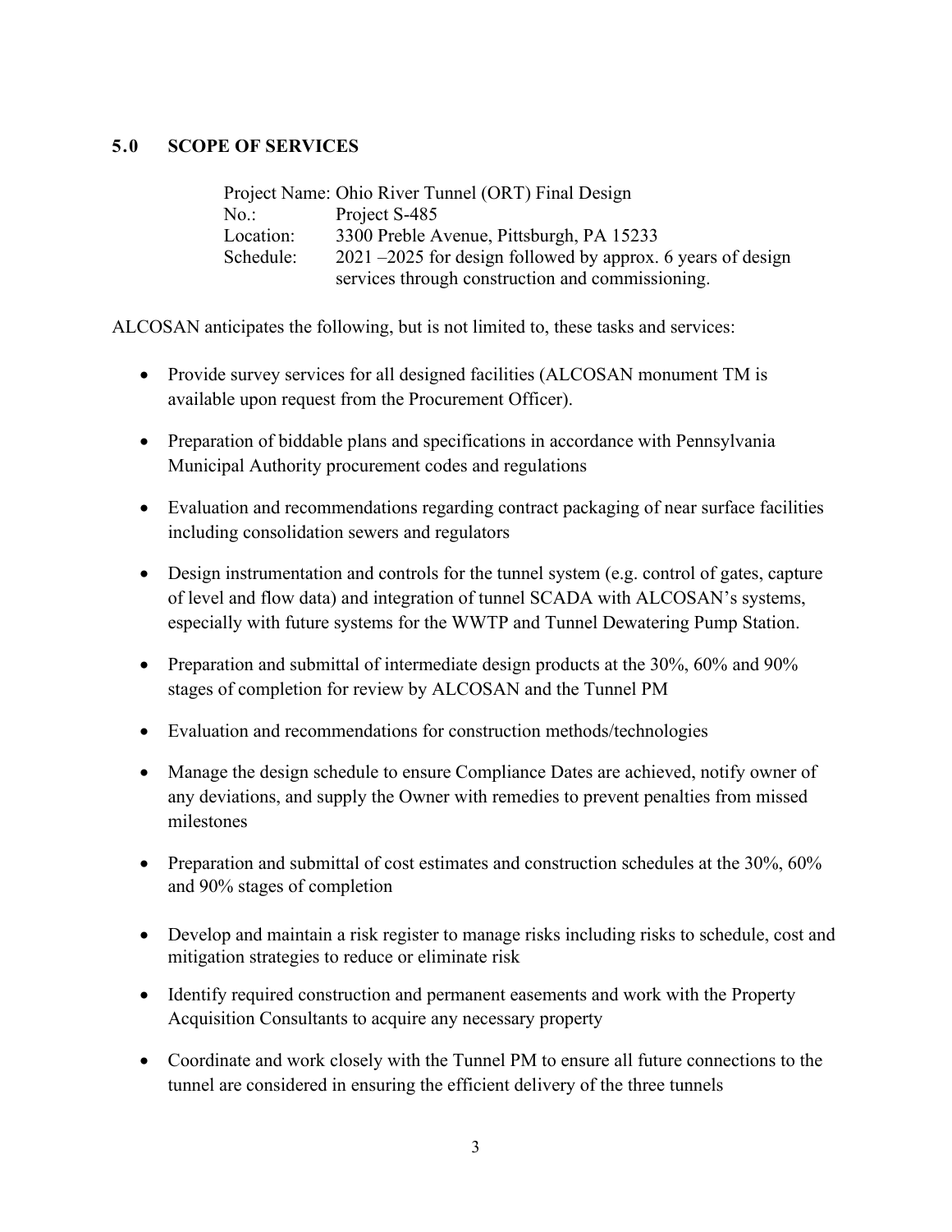## 5.0 SCOPE OF SERVICES

Project Name: Ohio River Tunnel (ORT) Final Design
No.: Project S-485
Location: 3300 Preble Avenue, Pittsburgh, PA 15233
Schedule: 2021 –2025 for design followed by approx. 6 years of design services through construction and commissioning.

ALCOSAN anticipates the following, but is not limited to, these tasks and services:

- Provide survey services for all designed facilities (ALCOSAN monument TM is available upon request from the Procurement Officer).
- Preparation of biddable plans and specifications in accordance with Pennsylvania Municipal Authority procurement codes and regulations
- Evaluation and recommendations regarding contract packaging of near surface facilities including consolidation sewers and regulators
- Design instrumentation and controls for the tunnel system (e.g. control of gates, capture of level and flow data) and integration of tunnel SCADA with ALCOSAN's systems, especially with future systems for the WWTP and Tunnel Dewatering Pump Station.
- Preparation and submittal of intermediate design products at the 30%, 60% and 90% stages of completion for review by ALCOSAN and the Tunnel PM
- Evaluation and recommendations for construction methods/technologies
- Manage the design schedule to ensure Compliance Dates are achieved, notify owner of any deviations, and supply the Owner with remedies to prevent penalties from missed milestones
- Preparation and submittal of cost estimates and construction schedules at the 30%, 60% and 90% stages of completion
- Develop and maintain a risk register to manage risks including risks to schedule, cost and mitigation strategies to reduce or eliminate risk
- Identify required construction and permanent easements and work with the Property Acquisition Consultants to acquire any necessary property
- Coordinate and work closely with the Tunnel PM to ensure all future connections to the tunnel are considered in ensuring the efficient delivery of the three tunnels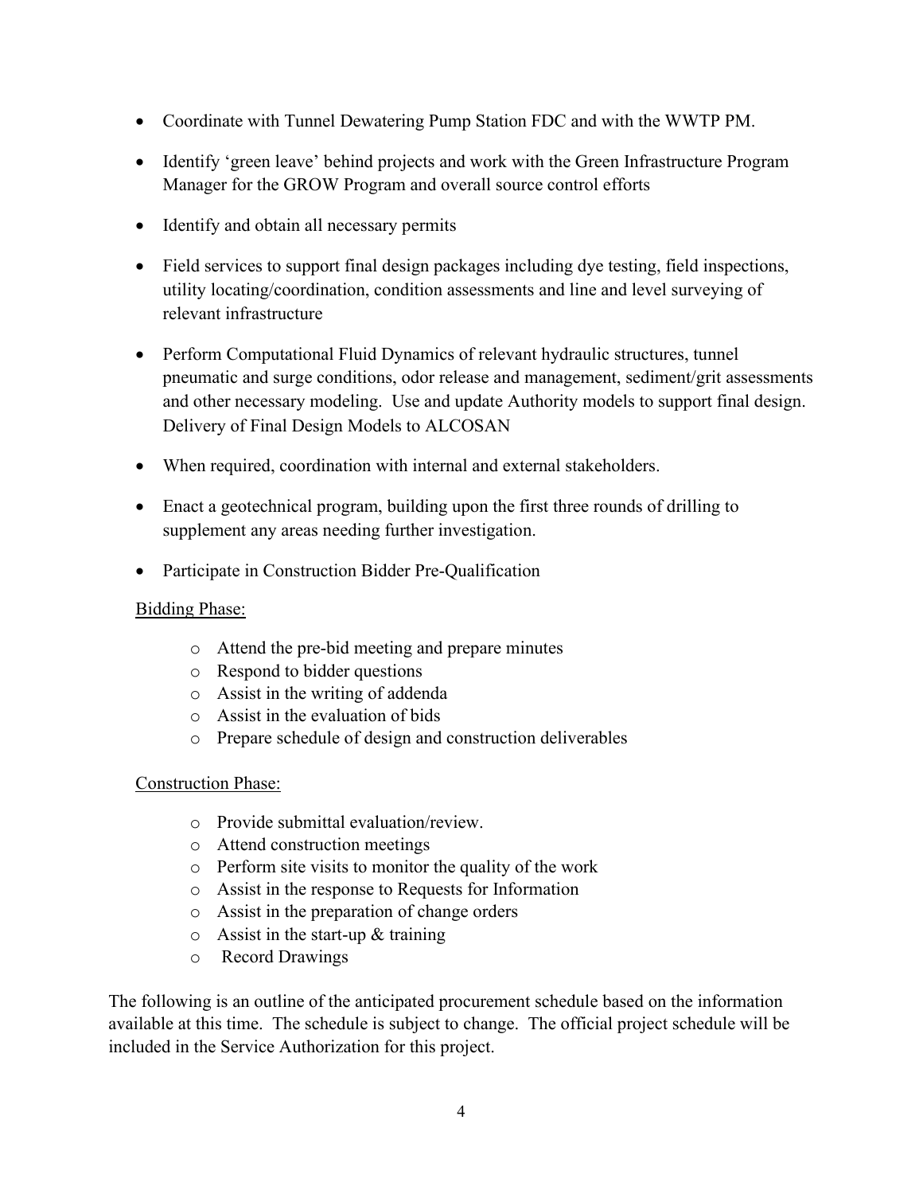- Coordinate with Tunnel Dewatering Pump Station FDC and with the WWTP PM.
- Identify 'green leave' behind projects and work with the Green Infrastructure Program Manager for the GROW Program and overall source control efforts
- Identify and obtain all necessary permits
- Field services to support final design packages including dye testing, field inspections, utility locating/coordination, condition assessments and line and level surveying of relevant infrastructure
- Perform Computational Fluid Dynamics of relevant hydraulic structures, tunnel pneumatic and surge conditions, odor release and management, sediment/grit assessments and other necessary modeling. Use and update Authority models to support final design. Delivery of Final Design Models to ALCOSAN
- When required, coordination with internal and external stakeholders.
- Enact a geotechnical program, building upon the first three rounds of drilling to supplement any areas needing further investigation.
- Participate in Construction Bidder Pre-Qualification

<u>Bidding Phase:</u>

- Attend the pre-bid meeting and prepare minutes
- Respond to bidder questions
- Assist in the writing of addenda
- Assist in the evaluation of bids
- Prepare schedule of design and construction deliverables

<u>Construction Phase:</u>

- Provide submittal evaluation/review.
- Attend construction meetings
- Perform site visits to monitor the quality of the work
- Assist in the response to Requests for Information
- Assist in the preparation of change orders
- Assist in the start-up & training
- Record Drawings

The following is an outline of the anticipated procurement schedule based on the information available at this time. The schedule is subject to change. The official project schedule will be included in the Service Authorization for this project.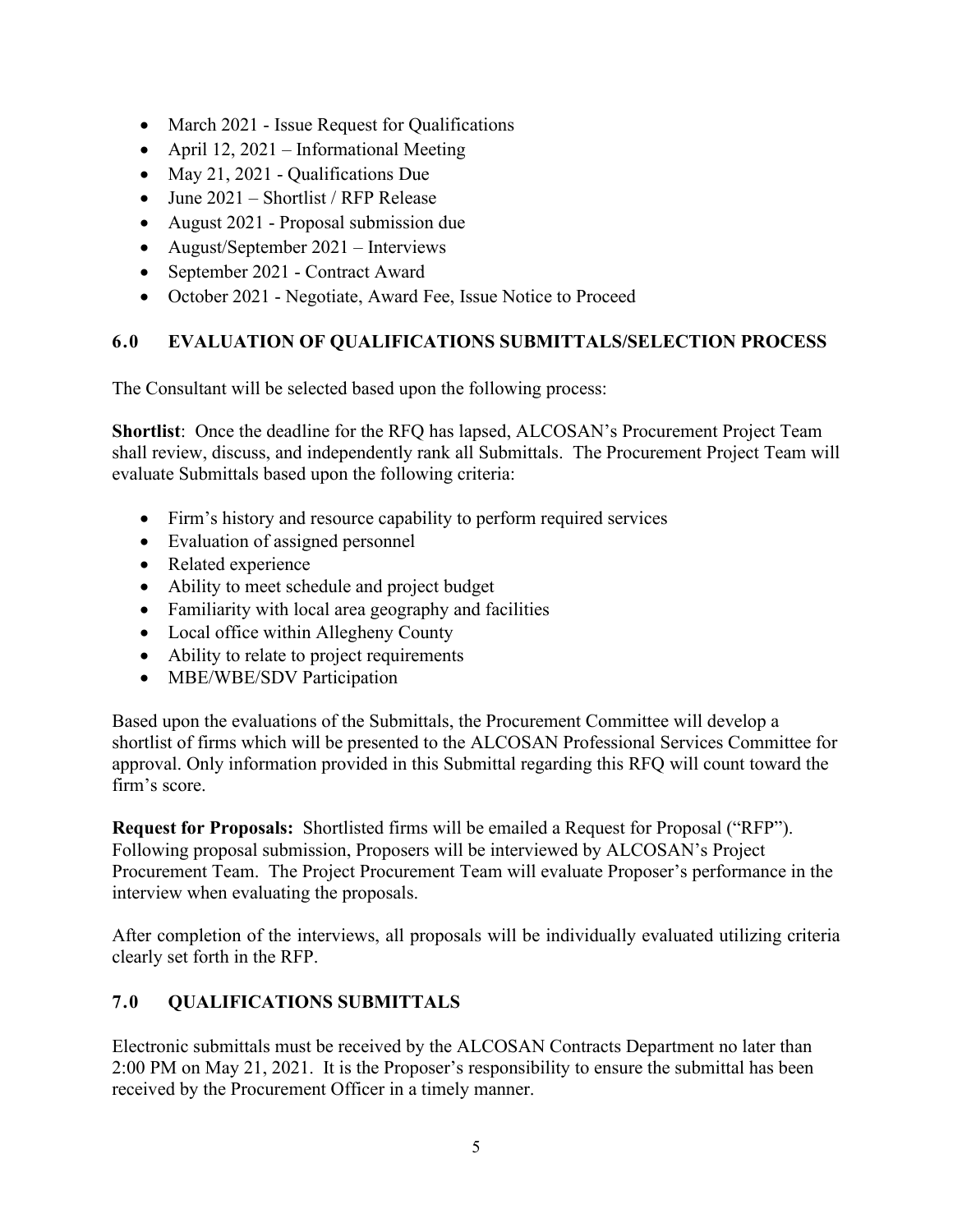- March 2021 - Issue Request for Qualifications
- April 12, 2021 – Informational Meeting
- May 21, 2021 - Qualifications Due
- June 2021 – Shortlist / RFP Release
- August 2021 - Proposal submission due
- August/September 2021 – Interviews
- September 2021 - Contract Award
- October 2021 - Negotiate, Award Fee, Issue Notice to Proceed

## 6.0 EVALUATION OF QUALIFICATIONS SUBMITTALS/SELECTION PROCESS

The Consultant will be selected based upon the following process:

**Shortlist**: Once the deadline for the RFQ has lapsed, ALCOSAN's Procurement Project Team shall review, discuss, and independently rank all Submittals. The Procurement Project Team will evaluate Submittals based upon the following criteria:

- Firm's history and resource capability to perform required services
- Evaluation of assigned personnel
- Related experience
- Ability to meet schedule and project budget
- Familiarity with local area geography and facilities
- Local office within Allegheny County
- Ability to relate to project requirements
- MBE/WBE/SDV Participation

Based upon the evaluations of the Submittals, the Procurement Committee will develop a shortlist of firms which will be presented to the ALCOSAN Professional Services Committee for approval. Only information provided in this Submittal regarding this RFQ will count toward the firm's score.

**Request for Proposals:** Shortlisted firms will be emailed a Request for Proposal ("RFP"). Following proposal submission, Proposers will be interviewed by ALCOSAN's Project Procurement Team. The Project Procurement Team will evaluate Proposer's performance in the interview when evaluating the proposals.

After completion of the interviews, all proposals will be individually evaluated utilizing criteria clearly set forth in the RFP.

## 7.0 QUALIFICATIONS SUBMITTALS

Electronic submittals must be received by the ALCOSAN Contracts Department no later than 2:00 PM on May 21, 2021. It is the Proposer's responsibility to ensure the submittal has been received by the Procurement Officer in a timely manner.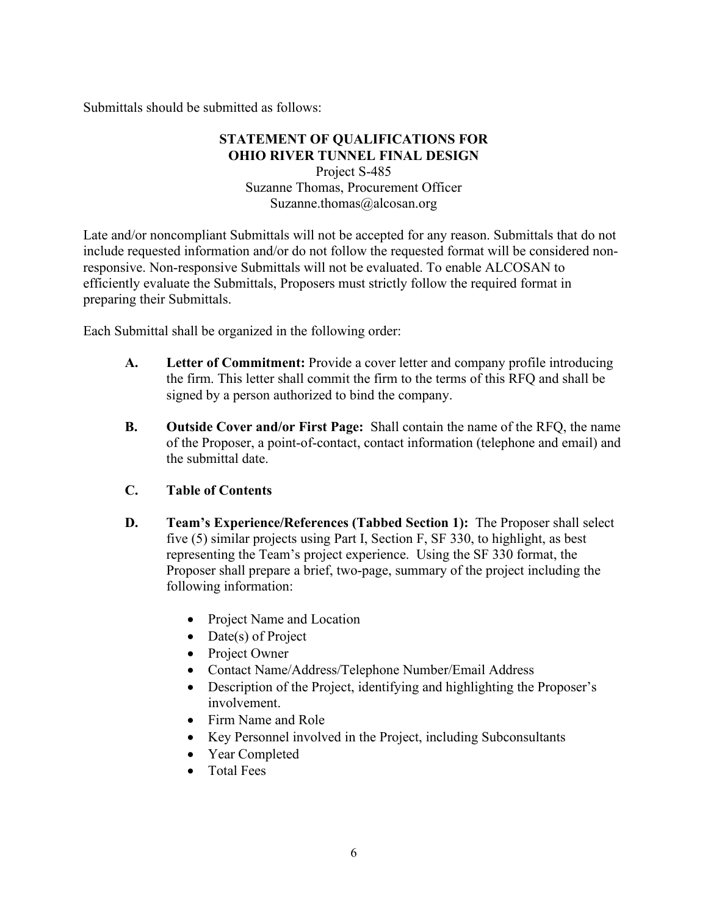Submittals should be submitted as follows:

**STATEMENT OF QUALIFICATIONS FOR**
**OHIO RIVER TUNNEL FINAL DESIGN**
Project S-485
Suzanne Thomas, Procurement Officer
Suzanne.thomas@alcosan.org

Late and/or noncompliant Submittals will not be accepted for any reason. Submittals that do not include requested information and/or do not follow the requested format will be considered non-responsive. Non-responsive Submittals will not be evaluated. To enable ALCOSAN to efficiently evaluate the Submittals, Proposers must strictly follow the required format in preparing their Submittals.

Each Submittal shall be organized in the following order:

**A. Letter of Commitment:** Provide a cover letter and company profile introducing the firm. This letter shall commit the firm to the terms of this RFQ and shall be signed by a person authorized to bind the company.

**B. Outside Cover and/or First Page:** Shall contain the name of the RFQ, the name of the Proposer, a point-of-contact, contact information (telephone and email) and the submittal date.

**C. Table of Contents**

**D. Team's Experience/References (Tabbed Section 1):** The Proposer shall select five (5) similar projects using Part I, Section F, SF 330, to highlight, as best representing the Team's project experience. Using the SF 330 format, the Proposer shall prepare a brief, two-page, summary of the project including the following information:

- Project Name and Location
- Date(s) of Project
- Project Owner
- Contact Name/Address/Telephone Number/Email Address
- Description of the Project, identifying and highlighting the Proposer's involvement.
- Firm Name and Role
- Key Personnel involved in the Project, including Subconsultants
- Year Completed
- Total Fees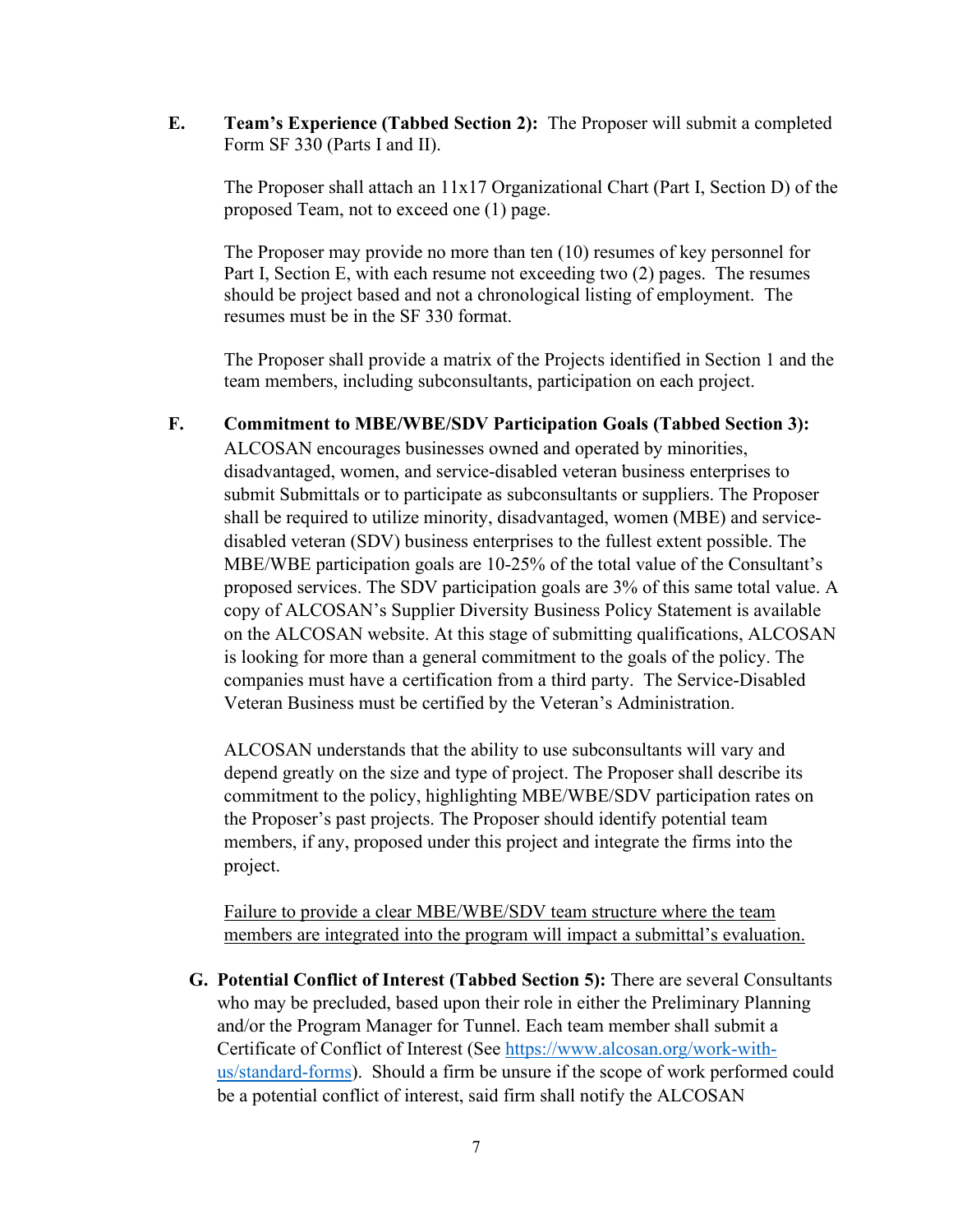**E. Team's Experience (Tabbed Section 2):** The Proposer will submit a completed Form SF 330 (Parts I and II).

The Proposer shall attach an 11x17 Organizational Chart (Part I, Section D) of the proposed Team, not to exceed one (1) page.

The Proposer may provide no more than ten (10) resumes of key personnel for Part I, Section E, with each resume not exceeding two (2) pages. The resumes should be project based and not a chronological listing of employment. The resumes must be in the SF 330 format.

The Proposer shall provide a matrix of the Projects identified in Section 1 and the team members, including subconsultants, participation on each project.

**F. Commitment to MBE/WBE/SDV Participation Goals (Tabbed Section 3):** ALCOSAN encourages businesses owned and operated by minorities, disadvantaged, women, and service-disabled veteran business enterprises to submit Submittals or to participate as subconsultants or suppliers. The Proposer shall be required to utilize minority, disadvantaged, women (MBE) and service-disabled veteran (SDV) business enterprises to the fullest extent possible. The MBE/WBE participation goals are 10-25% of the total value of the Consultant's proposed services. The SDV participation goals are 3% of this same total value. A copy of ALCOSAN's Supplier Diversity Business Policy Statement is available on the ALCOSAN website. At this stage of submitting qualifications, ALCOSAN is looking for more than a general commitment to the goals of the policy. The companies must have a certification from a third party. The Service-Disabled Veteran Business must be certified by the Veteran's Administration.

ALCOSAN understands that the ability to use subconsultants will vary and depend greatly on the size and type of project. The Proposer shall describe its commitment to the policy, highlighting MBE/WBE/SDV participation rates on the Proposer's past projects. The Proposer should identify potential team members, if any, proposed under this project and integrate the firms into the project.

<u>Failure to provide a clear MBE/WBE/SDV team structure where the team members are integrated into the program will impact a submittal's evaluation.</u>

**G. Potential Conflict of Interest (Tabbed Section 5):** There are several Consultants who may be precluded, based upon their role in either the Preliminary Planning and/or the Program Manager for Tunnel. Each team member shall submit a Certificate of Conflict of Interest (See [https://www.alcosan.org/work-with-us/standard-forms](https://www.alcosan.org/work-with-us/standard-forms)). Should a firm be unsure if the scope of work performed could be a potential conflict of interest, said firm shall notify the ALCOSAN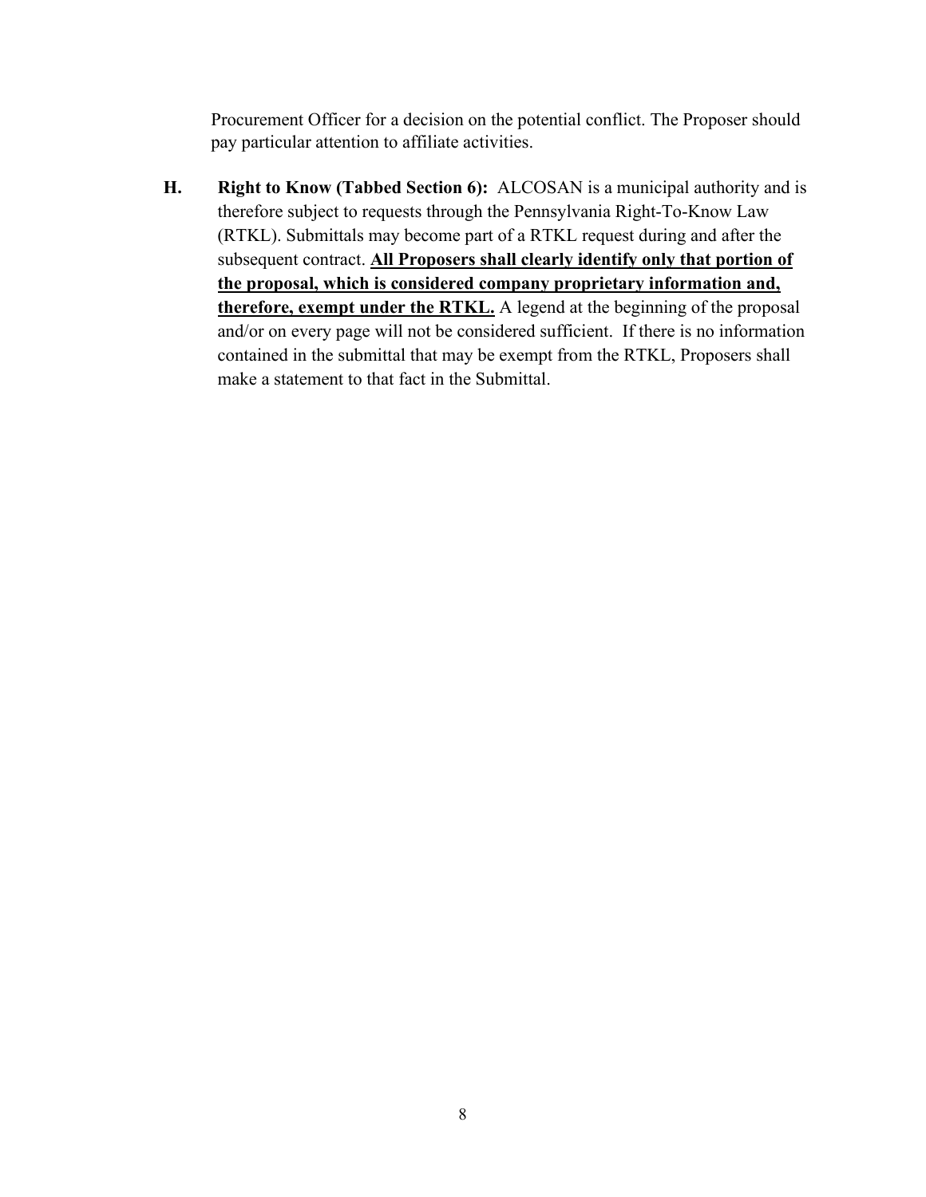Procurement Officer for a decision on the potential conflict. The Proposer should pay particular attention to affiliate activities.

**H. Right to Know (Tabbed Section 6):** ALCOSAN is a municipal authority and is therefore subject to requests through the Pennsylvania Right-To-Know Law (RTKL). Submittals may become part of a RTKL request during and after the subsequent contract. **All Proposers shall clearly identify only that portion of the proposal, which is considered company proprietary information and, therefore, exempt under the RTKL.** A legend at the beginning of the proposal and/or on every page will not be considered sufficient. If there is no information contained in the submittal that may be exempt from the RTKL, Proposers shall make a statement to that fact in the Submittal.